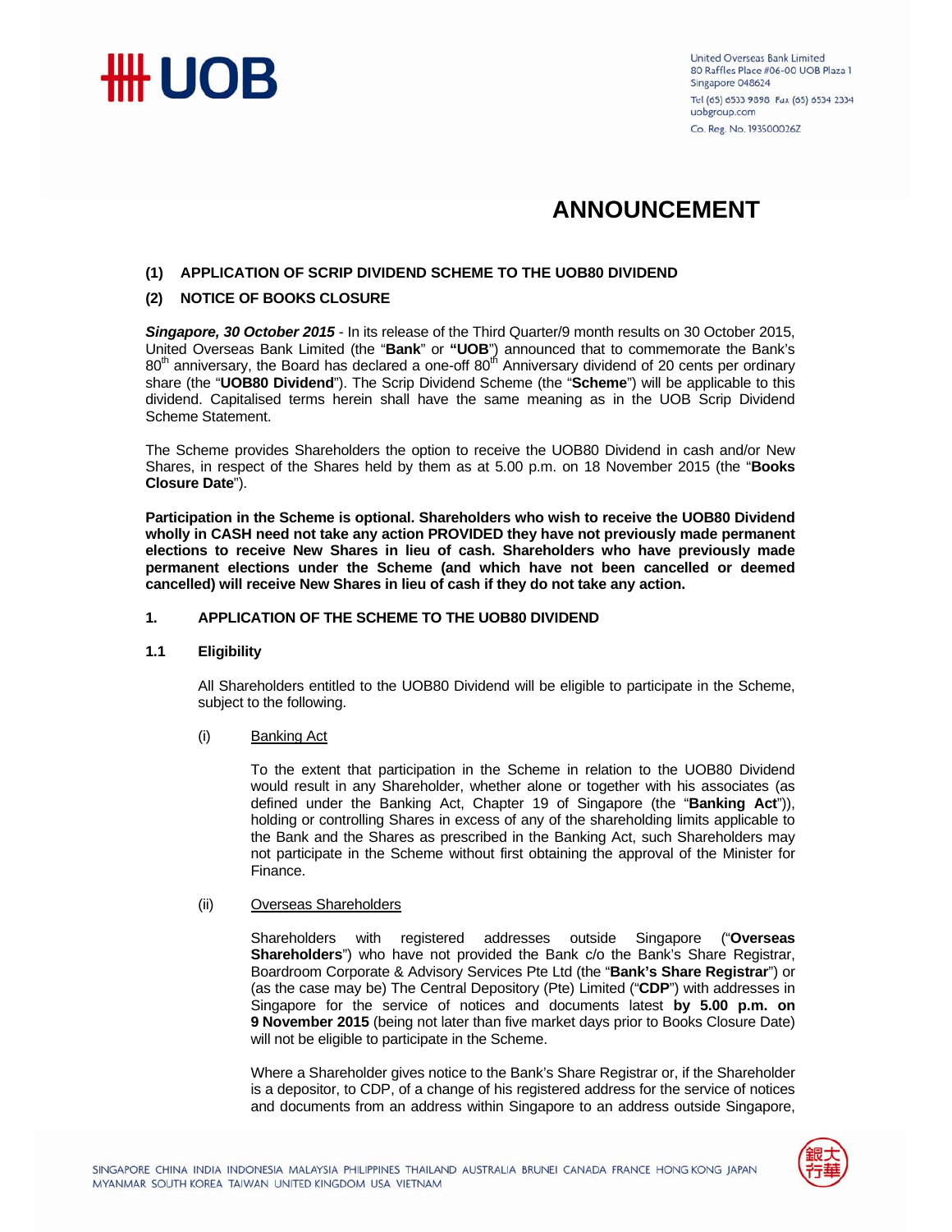United Overseas Bank Limited
80 Raffles Place #06-00 UOB Plaza 1
Singapore 048624
Tel (65) 6533 9898 Fax (65) 6534 2334
uobgroup.com
Co. Reg. No. 193500026Z

# ANNOUNCEMENT

**(1) APPLICATION OF SCRIP DIVIDEND SCHEME TO THE UOB80 DIVIDEND**

**(2) NOTICE OF BOOKS CLOSURE**

***Singapore, 30 October 2015*** - In its release of the Third Quarter/9 month results on 30 October 2015, United Overseas Bank Limited (the "**Bank**" or **"UOB**") announced that to commemorate the Bank's 80th anniversary, the Board has declared a one-off 80th Anniversary dividend of 20 cents per ordinary share (the "**UOB80 Dividend**"). The Scrip Dividend Scheme (the "**Scheme**") will be applicable to this dividend. Capitalised terms herein shall have the same meaning as in the UOB Scrip Dividend Scheme Statement.

The Scheme provides Shareholders the option to receive the UOB80 Dividend in cash and/or New Shares, in respect of the Shares held by them as at 5.00 p.m. on 18 November 2015 (the "**Books Closure Date**").

**Participation in the Scheme is optional. Shareholders who wish to receive the UOB80 Dividend wholly in CASH need not take any action PROVIDED they have not previously made permanent elections to receive New Shares in lieu of cash. Shareholders who have previously made permanent elections under the Scheme (and which have not been cancelled or deemed cancelled) will receive New Shares in lieu of cash if they do not take any action.**

## 1. APPLICATION OF THE SCHEME TO THE UOB80 DIVIDEND

### 1.1 Eligibility

All Shareholders entitled to the UOB80 Dividend will be eligible to participate in the Scheme, subject to the following.

(i) Banking Act

To the extent that participation in the Scheme in relation to the UOB80 Dividend would result in any Shareholder, whether alone or together with his associates (as defined under the Banking Act, Chapter 19 of Singapore (the "**Banking Act**")), holding or controlling Shares in excess of any of the shareholding limits applicable to the Bank and the Shares as prescribed in the Banking Act, such Shareholders may not participate in the Scheme without first obtaining the approval of the Minister for Finance.

(ii) Overseas Shareholders

Shareholders with registered addresses outside Singapore ("**Overseas Shareholders**") who have not provided the Bank c/o the Bank's Share Registrar, Boardroom Corporate & Advisory Services Pte Ltd (the "**Bank's Share Registrar**") or (as the case may be) The Central Depository (Pte) Limited ("**CDP**") with addresses in Singapore for the service of notices and documents latest **by 5.00 p.m. on 9 November 2015** (being not later than five market days prior to Books Closure Date) will not be eligible to participate in the Scheme.

Where a Shareholder gives notice to the Bank's Share Registrar or, if the Shareholder is a depositor, to CDP, of a change of his registered address for the service of notices and documents from an address within Singapore to an address outside Singapore,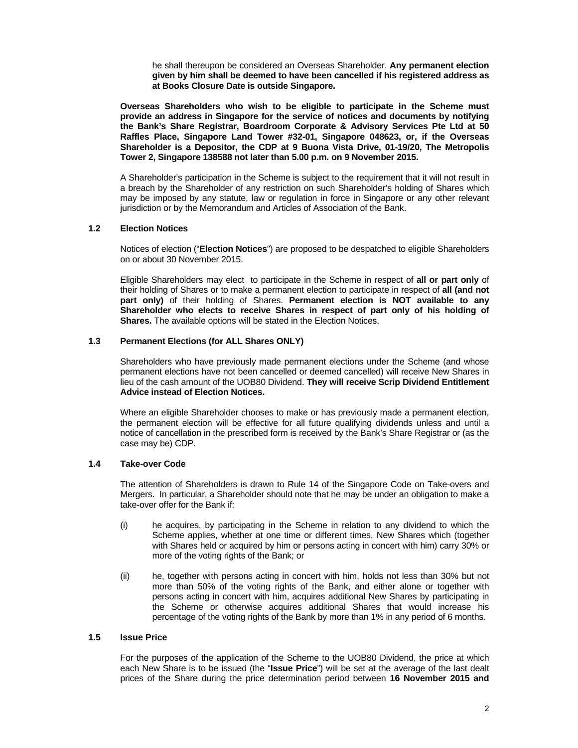he shall thereupon be considered an Overseas Shareholder. **Any permanent election given by him shall be deemed to have been cancelled if his registered address as at Books Closure Date is outside Singapore.**

**Overseas Shareholders who wish to be eligible to participate in the Scheme must provide an address in Singapore for the service of notices and documents by notifying the Bank's Share Registrar, Boardroom Corporate & Advisory Services Pte Ltd at 50 Raffles Place, Singapore Land Tower #32-01, Singapore 048623, or, if the Overseas Shareholder is a Depositor, the CDP at 9 Buona Vista Drive, 01-19/20, The Metropolis Tower 2, Singapore 138588 not later than 5.00 p.m. on 9 November 2015.**

A Shareholder's participation in the Scheme is subject to the requirement that it will not result in a breach by the Shareholder of any restriction on such Shareholder's holding of Shares which may be imposed by any statute, law or regulation in force in Singapore or any other relevant jurisdiction or by the Memorandum and Articles of Association of the Bank.

### 1.2 Election Notices

Notices of election ("**Election Notices**") are proposed to be despatched to eligible Shareholders on or about 30 November 2015.

Eligible Shareholders may elect to participate in the Scheme in respect of **all or part only** of their holding of Shares or to make a permanent election to participate in respect of **all (and not part only)** of their holding of Shares. **Permanent election is NOT available to any Shareholder who elects to receive Shares in respect of part only of his holding of Shares.** The available options will be stated in the Election Notices.

### 1.3 Permanent Elections (for ALL Shares ONLY)

Shareholders who have previously made permanent elections under the Scheme (and whose permanent elections have not been cancelled or deemed cancelled) will receive New Shares in lieu of the cash amount of the UOB80 Dividend. **They will receive Scrip Dividend Entitlement Advice instead of Election Notices.**

Where an eligible Shareholder chooses to make or has previously made a permanent election, the permanent election will be effective for all future qualifying dividends unless and until a notice of cancellation in the prescribed form is received by the Bank's Share Registrar or (as the case may be) CDP.

### 1.4 Take-over Code

The attention of Shareholders is drawn to Rule 14 of the Singapore Code on Take-overs and Mergers. In particular, a Shareholder should note that he may be under an obligation to make a take-over offer for the Bank if:

(i) he acquires, by participating in the Scheme in relation to any dividend to which the Scheme applies, whether at one time or different times, New Shares which (together with Shares held or acquired by him or persons acting in concert with him) carry 30% or more of the voting rights of the Bank; or

(ii) he, together with persons acting in concert with him, holds not less than 30% but not more than 50% of the voting rights of the Bank, and either alone or together with persons acting in concert with him, acquires additional New Shares by participating in the Scheme or otherwise acquires additional Shares that would increase his percentage of the voting rights of the Bank by more than 1% in any period of 6 months.

### 1.5 Issue Price

For the purposes of the application of the Scheme to the UOB80 Dividend, the price at which each New Share is to be issued (the "**Issue Price**") will be set at the average of the last dealt prices of the Share during the price determination period between **16 November 2015 and**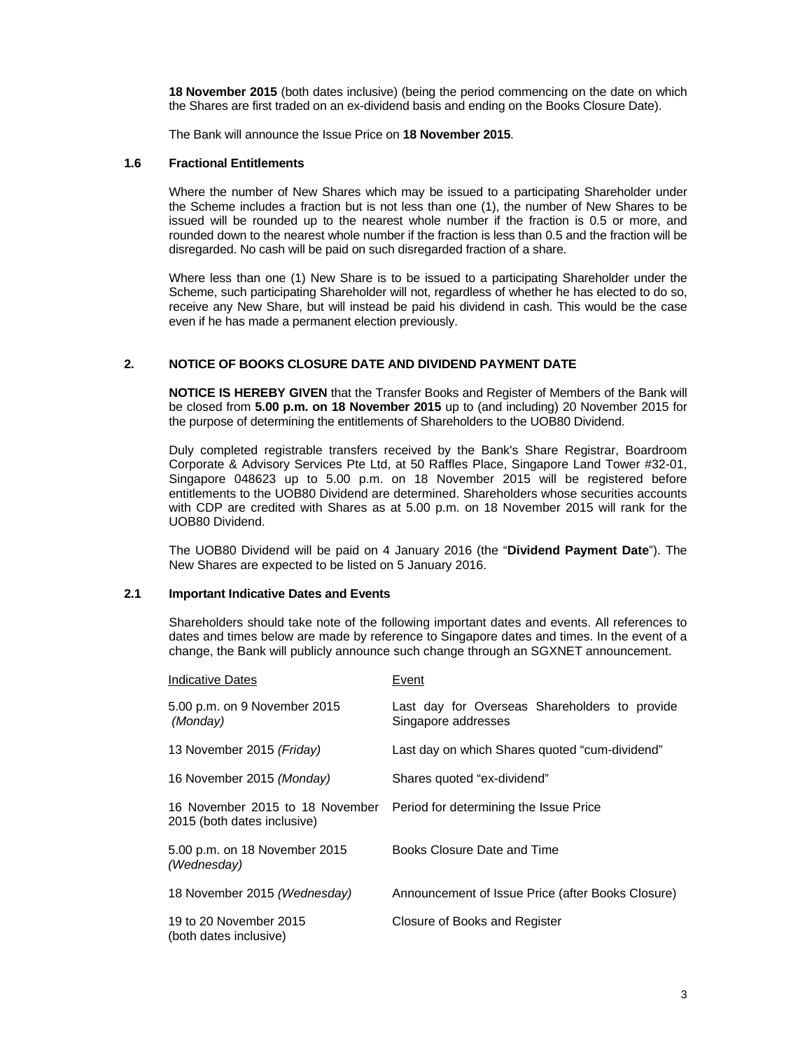**18 November 2015** (both dates inclusive) (being the period commencing on the date on which the Shares are first traded on an ex-dividend basis and ending on the Books Closure Date).

The Bank will announce the Issue Price on **18 November 2015**.

### 1.6 Fractional Entitlements

Where the number of New Shares which may be issued to a participating Shareholder under the Scheme includes a fraction but is not less than one (1), the number of New Shares to be issued will be rounded up to the nearest whole number if the fraction is 0.5 or more, and rounded down to the nearest whole number if the fraction is less than 0.5 and the fraction will be disregarded. No cash will be paid on such disregarded fraction of a share.

Where less than one (1) New Share is to be issued to a participating Shareholder under the Scheme, such participating Shareholder will not, regardless of whether he has elected to do so, receive any New Share, but will instead be paid his dividend in cash. This would be the case even if he has made a permanent election previously.

## 2. NOTICE OF BOOKS CLOSURE DATE AND DIVIDEND PAYMENT DATE

**NOTICE IS HEREBY GIVEN** that the Transfer Books and Register of Members of the Bank will be closed from **5.00 p.m. on 18 November 2015** up to (and including) 20 November 2015 for the purpose of determining the entitlements of Shareholders to the UOB80 Dividend.

Duly completed registrable transfers received by the Bank's Share Registrar, Boardroom Corporate & Advisory Services Pte Ltd, at 50 Raffles Place, Singapore Land Tower #32-01, Singapore 048623 up to 5.00 p.m. on 18 November 2015 will be registered before entitlements to the UOB80 Dividend are determined. Shareholders whose securities accounts with CDP are credited with Shares as at 5.00 p.m. on 18 November 2015 will rank for the UOB80 Dividend.

The UOB80 Dividend will be paid on 4 January 2016 (the "**Dividend Payment Date**"). The New Shares are expected to be listed on 5 January 2016.

### 2.1 Important Indicative Dates and Events

Shareholders should take note of the following important dates and events. All references to dates and times below are made by reference to Singapore dates and times. In the event of a change, the Bank will publicly announce such change through an SGXNET announcement.

| Indicative Dates | Event |
|---|---|
| 5.00 p.m. on 9 November 2015 *(Monday)* | Last day for Overseas Shareholders to provide Singapore addresses |
| 13 November 2015 *(Friday)* | Last day on which Shares quoted "cum-dividend" |
| 16 November 2015 *(Monday)* | Shares quoted "ex-dividend" |
| 16 November 2015 to 18 November 2015 (both dates inclusive) | Period for determining the Issue Price |
| 5.00 p.m. on 18 November 2015 *(Wednesday)* | Books Closure Date and Time |
| 18 November 2015 *(Wednesday)* | Announcement of Issue Price (after Books Closure) |
| 19 to 20 November 2015 (both dates inclusive) | Closure of Books and Register |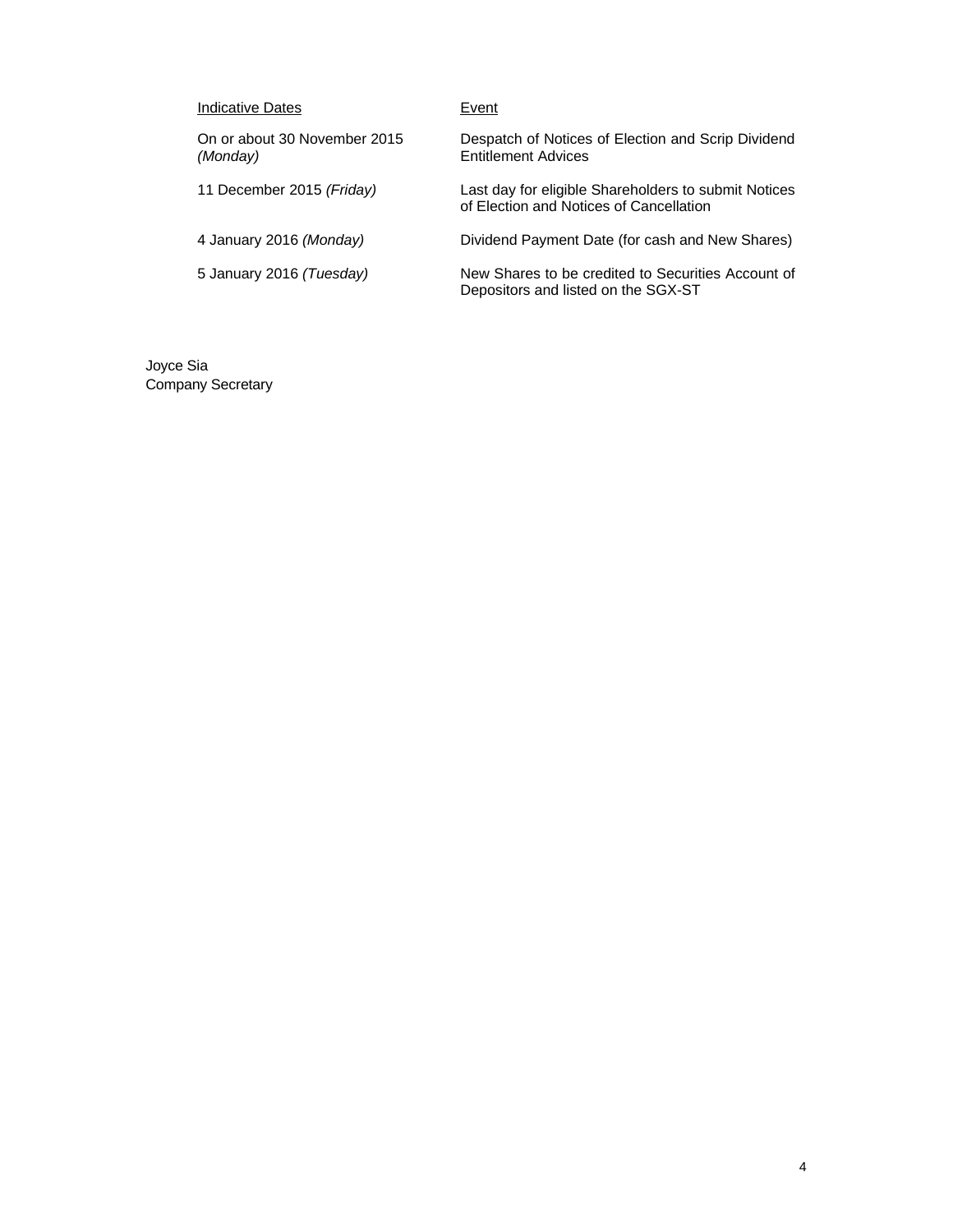| Indicative Dates | Event |
| --- | --- |
| On or about 30 November 2015 *(Monday)* | Despatch of Notices of Election and Scrip Dividend Entitlement Advices |
| 11 December 2015 *(Friday)* | Last day for eligible Shareholders to submit Notices of Election and Notices of Cancellation |
| 4 January 2016 *(Monday)* | Dividend Payment Date (for cash and New Shares) |
| 5 January 2016 *(Tuesday)* | New Shares to be credited to Securities Account of Depositors and listed on the SGX-ST |

Joyce Sia
Company Secretary